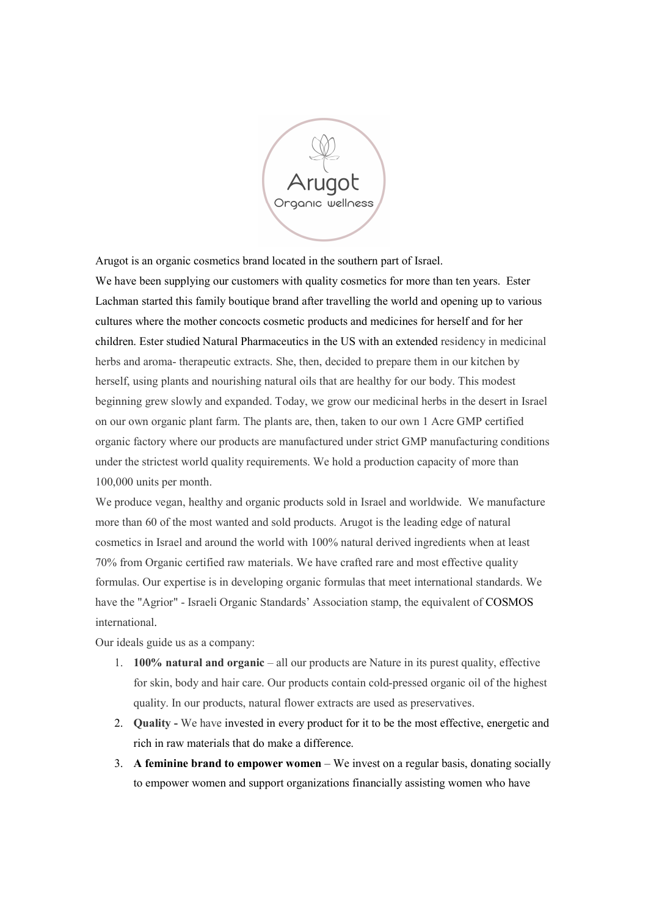Arugot

Organic wellness

Arugot is an organic cosmetics brand located in the southern part of Israel.

We have been supplying our customers with quality cosmetics for more than ten years. Ester Lachman started this family boutique brand after travelling the world and opening up to various cultures where the mother concocts cosmetic products and medicines for herself and for her children. Ester studied Natural Pharmaceutics in the US with an extended residency in medicinal herbs and aroma- therapeutic extracts. She, then, decided to prepare them in our kitchen by herself, using plants and nourishing natural oils that are healthy for our body. This modest beginning grew slowly and expanded. Today, we grow our medicinal herbs in the desert in Israel on our own organic plant farm. The plants are, then, taken to our own 1 Acre GMP certified organic factory where our products are manufactured under strict GMP manufacturing conditions under the strictest world quality requirements. We hold a production capacity of more than 100,000 units per month.

We produce vegan, healthy and organic products sold in Israel and worldwide. We manufacture more than 60 of the most wanted and sold products. Arugot is the leading edge of natural cosmetics in Israel and around the world with 100% natural derived ingredients when at least 70% from Organic certified raw materials. We have crafted rare and most effective quality formulas. Our expertise is in developing organic formulas that meet international standards. We have the "Agrior" - Israeli Organic Standards' Association stamp, the equivalent of COSMOS international.

Our ideals guide us as a company:

1. **100% natural and organic** – all our products are Nature in its purest quality, effective for skin, body and hair care. Our products contain cold-pressed organic oil of the highest quality. In our products, natural flower extracts are used as preservatives.
2. **Quality -** We have invested in every product for it to be the most effective, energetic and rich in raw materials that do make a difference.
3. **A feminine brand to empower women** – We invest on a regular basis, donating socially to empower women and support organizations financially assisting women who have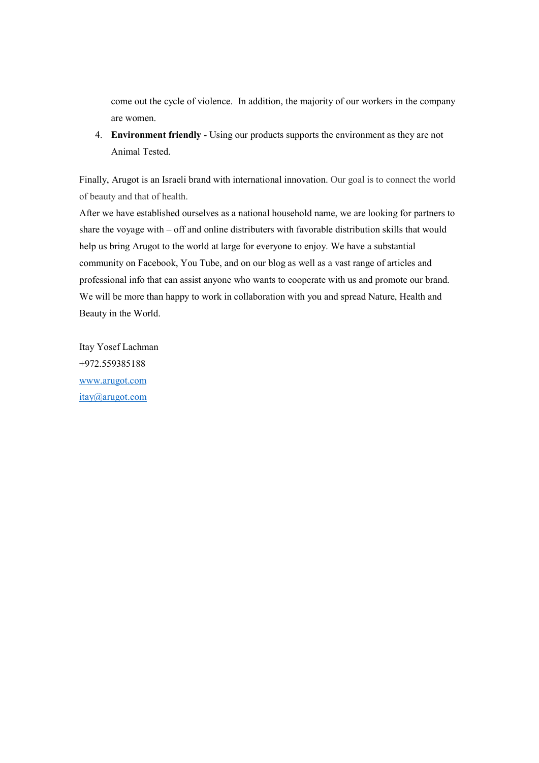come out the cycle of violence. In addition, the majority of our workers in the company are women.

4. **Environment friendly** - Using our products supports the environment as they are not Animal Tested.

Finally, Arugot is an Israeli brand with international innovation. Our goal is to connect the world of beauty and that of health.
After we have established ourselves as a national household name, we are looking for partners to share the voyage with – off and online distributers with favorable distribution skills that would help us bring Arugot to the world at large for everyone to enjoy. We have a substantial community on Facebook, You Tube, and on our blog as well as a vast range of articles and professional info that can assist anyone who wants to cooperate with us and promote our brand. We will be more than happy to work in collaboration with you and spread Nature, Health and Beauty in the World.

Itay Yosef Lachman
+972.559385188
www.arugot.com
itay@arugot.com